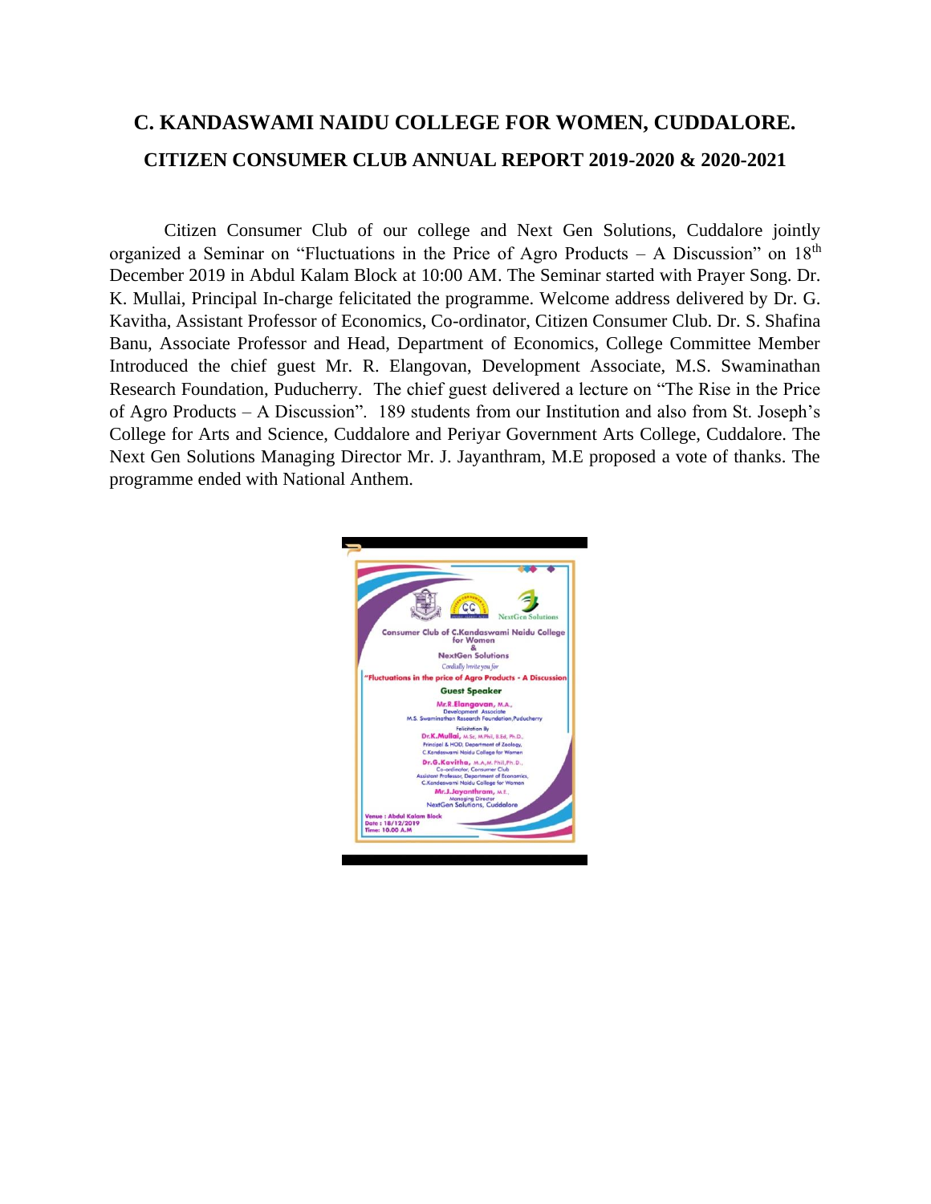# C. KANDASWAMI NAIDU COLLEGE FOR WOMEN, CUDDALORE.

## CITIZEN CONSUMER CLUB ANNUAL REPORT 2019-2020 & 2020-2021

Citizen Consumer Club of our college and Next Gen Solutions, Cuddalore jointly organized a Seminar on "Fluctuations in the Price of Agro Products – A Discussion" on 18th December 2019 in Abdul Kalam Block at 10:00 AM. The Seminar started with Prayer Song. Dr. K. Mullai, Principal In-charge felicitated the programme. Welcome address delivered by Dr. G. Kavitha, Assistant Professor of Economics, Co-ordinator, Citizen Consumer Club. Dr. S. Shafina Banu, Associate Professor and Head, Department of Economics, College Committee Member Introduced the chief guest Mr. R. Elangovan, Development Associate, M.S. Swaminathan Research Foundation, Puducherry. The chief guest delivered a lecture on "The Rise in the Price of Agro Products – A Discussion". 189 students from our Institution and also from St. Joseph's College for Arts and Science, Cuddalore and Periyar Government Arts College, Cuddalore. The Next Gen Solutions Managing Director Mr. J. Jayanthram, M.E proposed a vote of thanks. The programme ended with National Anthem.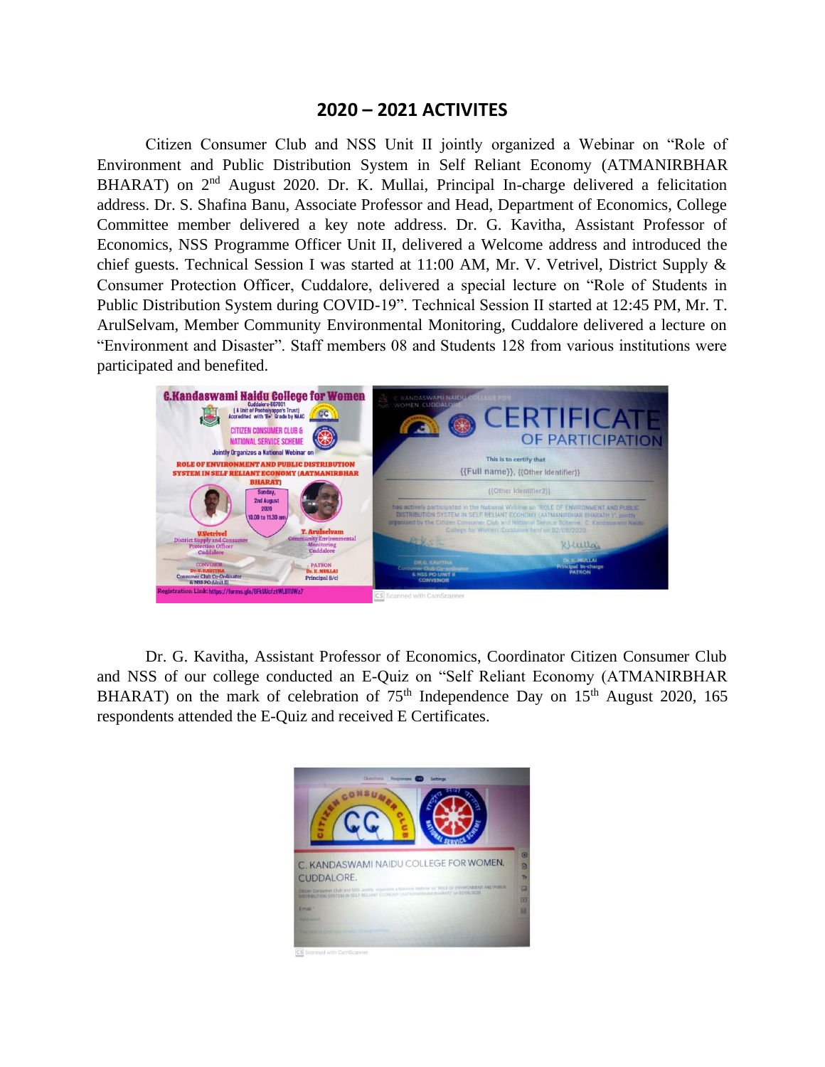## 2020 – 2021 ACTIVITES

Citizen Consumer Club and NSS Unit II jointly organized a Webinar on "Role of Environment and Public Distribution System in Self Reliant Economy (ATMANIRBHAR BHARAT) on 2nd August 2020. Dr. K. Mullai, Principal In-charge delivered a felicitation address. Dr. S. Shafina Banu, Associate Professor and Head, Department of Economics, College Committee member delivered a key note address. Dr. G. Kavitha, Assistant Professor of Economics, NSS Programme Officer Unit II, delivered a Welcome address and introduced the chief guests. Technical Session I was started at 11:00 AM, Mr. V. Vetrivel, District Supply & Consumer Protection Officer, Cuddalore, delivered a special lecture on "Role of Students in Public Distribution System during COVID-19". Technical Session II started at 12:45 PM, Mr. T. ArulSelvam, Member Community Environmental Monitoring, Cuddalore delivered a lecture on "Environment and Disaster". Staff members 08 and Students 128 from various institutions were participated and benefited.

Dr. G. Kavitha, Assistant Professor of Economics, Coordinator Citizen Consumer Club and NSS of our college conducted an E-Quiz on "Self Reliant Economy (ATMANIRBHAR BHARAT) on the mark of celebration of 75th Independence Day on 15th August 2020, 165 respondents attended the E-Quiz and received E Certificates.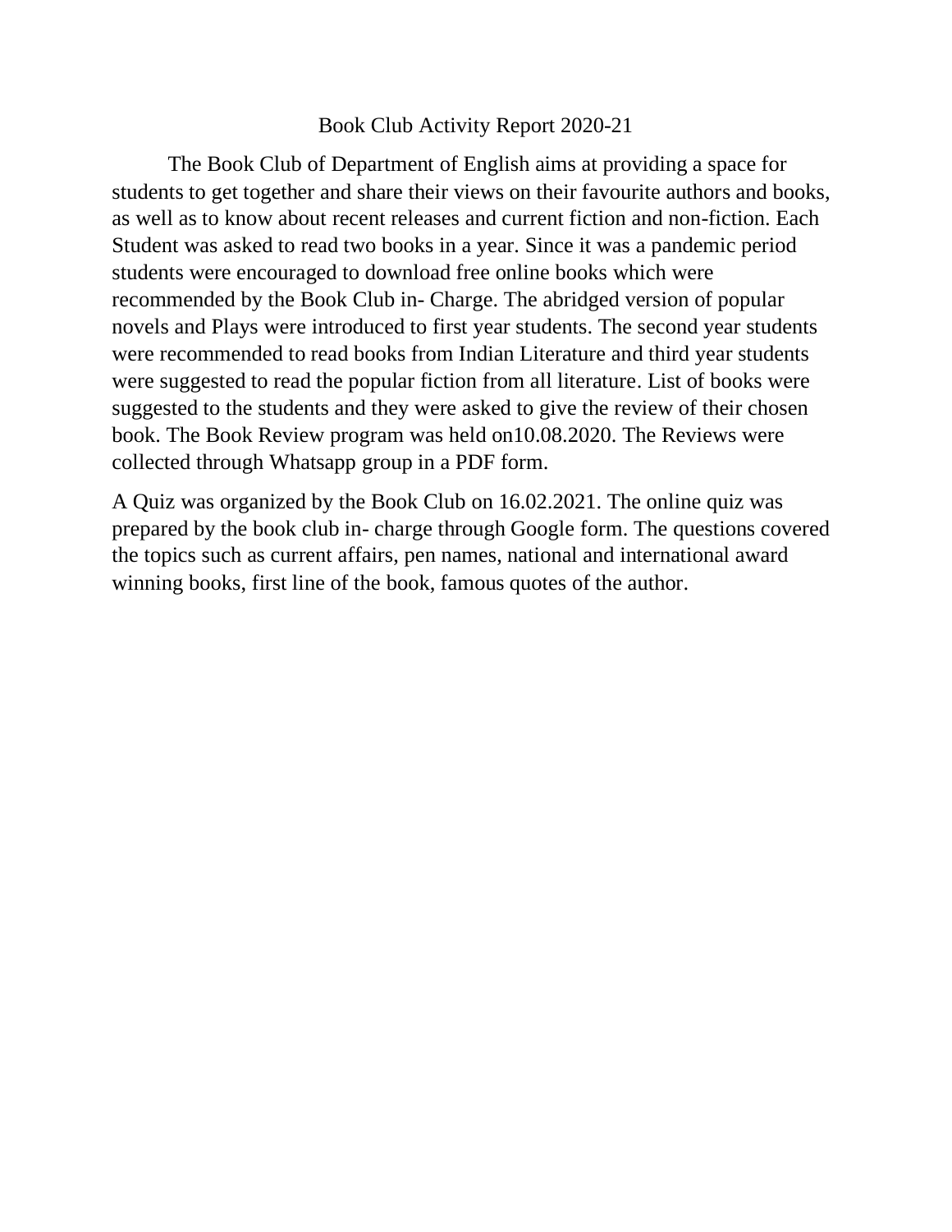# Book Club Activity Report 2020-21

The Book Club of Department of English aims at providing a space for students to get together and share their views on their favourite authors and books, as well as to know about recent releases and current fiction and non-fiction. Each Student was asked to read two books in a year. Since it was a pandemic period students were encouraged to download free online books which were recommended by the Book Club in- Charge. The abridged version of popular novels and Plays were introduced to first year students. The second year students were recommended to read books from Indian Literature and third year students were suggested to read the popular fiction from all literature. List of books were suggested to the students and they were asked to give the review of their chosen book. The Book Review program was held on10.08.2020. The Reviews were collected through Whatsapp group in a PDF form.

A Quiz was organized by the Book Club on 16.02.2021. The online quiz was prepared by the book club in- charge through Google form. The questions covered the topics such as current affairs, pen names, national and international award winning books, first line of the book, famous quotes of the author.